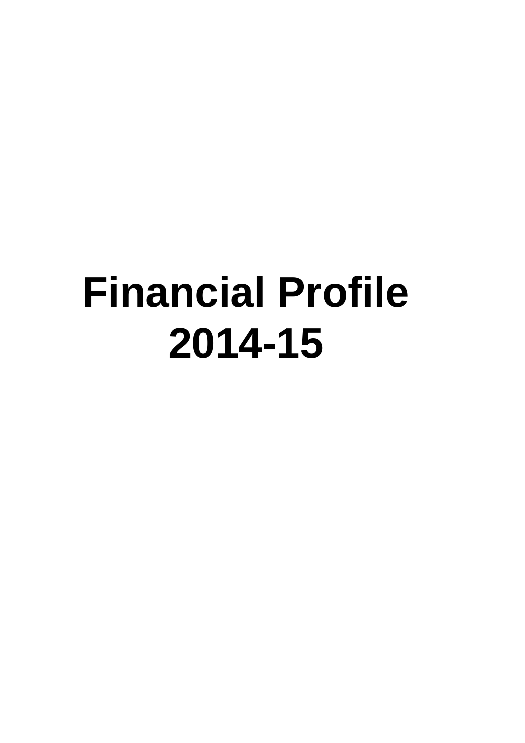# Financial Profile 2014-15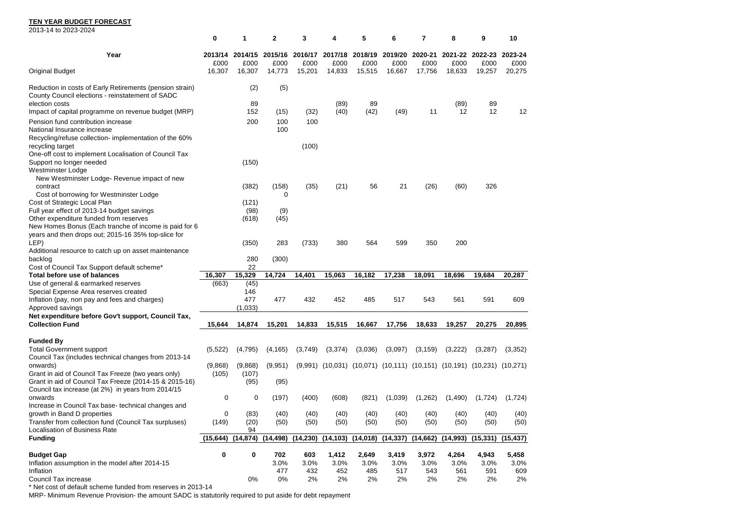**TEN YEAR BUDGET FORECAST**

2013-14 to 2023-2024

| | 0 | 1 | 2 | 3 | 4 | 5 | 6 | 7 | 8 | 9 | 10 |
|---|---|---|---|---|---|---|---|---|---|---|---|
| **Year** | **2013/14** | **2014/15** | **2015/16** | **2016/17** | **2017/18** | **2018/19** | **2019/20** | **2020-21** | **2021-22** | **2022-23** | **2023-24** |
| | £000 | £000 | £000 | £000 | £000 | £000 | £000 | £000 | £000 | £000 | £000 |
| Original Budget | 16,307 | 16,307 | 14,773 | 15,201 | 14,833 | 15,515 | 16,667 | 17,756 | 18,633 | 19,257 | 20,275 |
| Reduction in costs of Early Retirements (pension strain) | | (2) | (5) | | | | | | | | |
| County Council elections - reinstatement of SADC election costs | | 89 | | | (89) | 89 | | | (89) | 89 | |
| Impact of capital programme on revenue budget (MRP) | | 152 | (15) | (32) | (40) | (42) | (49) | 11 | 12 | 12 | 12 |
| Pension fund contribution increase | | 200 | 100 | 100 | | | | | | | |
| National Insurance increase | | | 100 | | | | | | | | |
| Recycling/refuse collection- implementation of the 60% recycling target | | | | (100) | | | | | | | |
| One-off cost to implement Localisation of Council Tax Support no longer needed | | (150) | | | | | | | | | |
| Westminster Lodge | | | | | | | | | | | |
| New Westminster Lodge- Revenue impact of new contract | | (382) | (158) | (35) | (21) | 56 | 21 | (26) | (60) | 326 | |
| Cost of borrowing for Westminster Lodge | | | 0 | | | | | | | | |
| Cost of Strategic Local Plan | | (121) | | | | | | | | | |
| Full year effect of 2013-14 budget savings | | (98) | (9) | | | | | | | | |
| Other expenditure funded from reserves | | (618) | (45) | | | | | | | | |
| New Homes Bonus (Each tranche of income is paid for 6 years and then drops out; 2015-16 35% top-slice for LEP) | | (350) | 283 | (733) | 380 | 564 | 599 | 350 | 200 | | |
| Additional resource to catch up on asset maintenance backlog | | 280 | (300) | | | | | | | | |
| Cost of Council Tax Support default scheme* | | 22 | | | | | | | | | |
| **Total before use of balances** | **16,307** | **15,329** | **14,724** | **14,401** | **15,063** | **16,182** | **17,238** | **18,091** | **18,696** | **19,684** | **20,287** |
| Use of general & earmarked reserves | (663) | (45) | | | | | | | | | |
| Special Expense Area reserves created | | 146 | | | | | | | | | |
| Inflation (pay, non pay and fees and charges) | | 477 | 477 | 432 | 452 | 485 | 517 | 543 | 561 | 591 | 609 |
| Approved savings | | (1,033) | | | | | | | | | |
| **Net expenditure before Gov't support, Council Tax, Collection Fund** | **15,644** | **14,874** | **15,201** | **14,833** | **15,515** | **16,667** | **17,756** | **18,633** | **19,257** | **20,275** | **20,895** |
| **Funded By** | | | | | | | | | | | |
| Total Government support | (5,522) | (4,795) | (4,165) | (3,749) | (3,374) | (3,036) | (3,097) | (3,159) | (3,222) | (3,287) | (3,352) |
| Council Tax (includes technical changes from 2013-14 onwards) | (9,868) | (9,868) | (9,951) | (9,991) | (10,031) | (10,071) | (10,111) | (10,151) | (10,191) | (10,231) | (10,271) |
| Grant in aid of Council Tax Freeze (two years only) | (105) | (107) | | | | | | | | | |
| Grant in aid of Council Tax Freeze (2014-15 & 2015-16) | | (95) | (95) | | | | | | | | |
| Council tax increase (at 2%) in years from 2014/15 onwards | 0 | 0 | (197) | (400) | (608) | (821) | (1,039) | (1,262) | (1,490) | (1,724) | (1,724) |
| Increase in Council Tax base- technical changes and growth in Band D properties | 0 | (83) | (40) | (40) | (40) | (40) | (40) | (40) | (40) | (40) | (40) |
| Transfer from collection fund (Council Tax surpluses) | (149) | (20) | (50) | (50) | (50) | (50) | (50) | (50) | (50) | (50) | (50) |
| Localisation of Business Rate | | 94 | | | | | | | | | |
| **Funding** | **(15,644)** | **(14,874)** | **(14,498)** | **(14,230)** | **(14,103)** | **(14,018)** | **(14,337)** | **(14,662)** | **(14,993)** | **(15,331)** | **(15,437)** |
| **Budget Gap** | **0** | **0** | **702** | **603** | **1,412** | **2,649** | **3,419** | **3,972** | **4,264** | **4,943** | **5,458** |
| Inflation assumption in the model after 2014-15 | | | 3.0% | 3.0% | 3.0% | 3.0% | 3.0% | 3.0% | 3.0% | 3.0% | 3.0% |
| Inflation | | | 477 | 432 | 452 | 485 | 517 | 543 | 561 | 591 | 609 |
| Council Tax increase | | 0% | 0% | 2% | 2% | 2% | 2% | 2% | 2% | 2% | 2% |

\* Net cost of default scheme funded from reserves in 2013-14

MRP- Minimum Revenue Provision- the amount SADC is statutorily required to put aside for debt repayment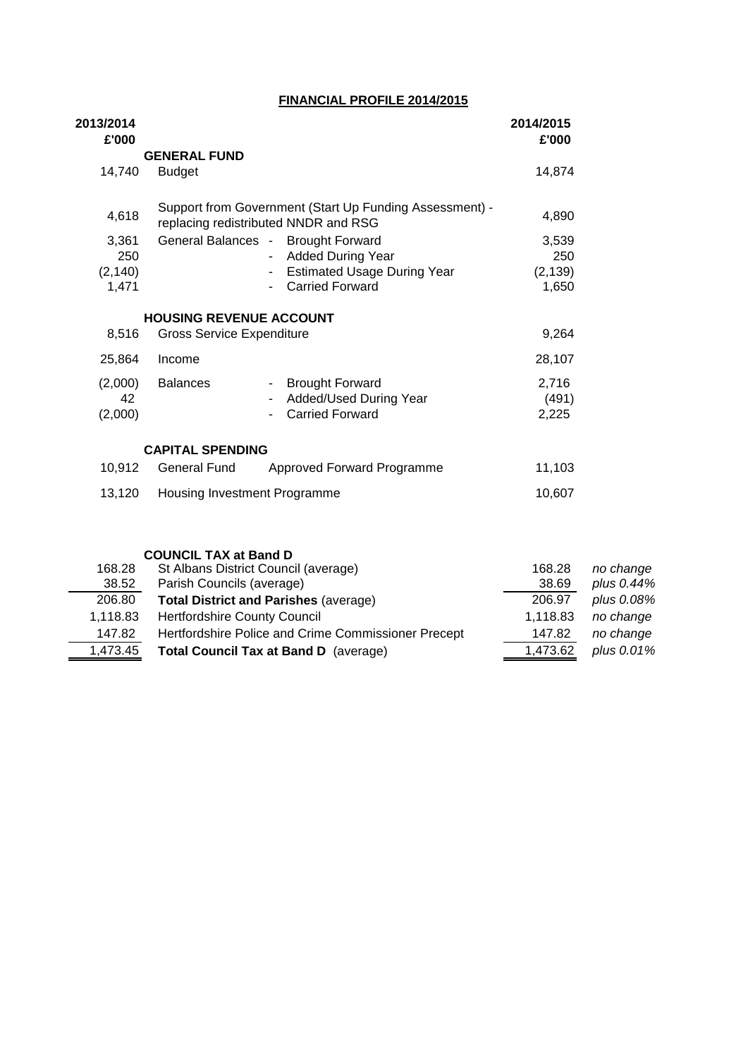## FINANCIAL PROFILE 2014/2015

| 2013/2014 £'000 | | | 2014/2015 £'000 |
|---|---|---|---|
| | **GENERAL FUND** | | |
| 14,740 | Budget | | 14,874 |
| 4,618 | Support from Government (Start Up Funding Assessment) - replacing redistributed NNDR and RSG | | 4,890 |
| 3,361 | General Balances - | Brought Forward | 3,539 |
| 250 | - | Added During Year | 250 |
| (2,140) | - | Estimated Usage During Year | (2,139) |
| 1,471 | - | Carried Forward | 1,650 |
| | **HOUSING REVENUE ACCOUNT** | | |
| 8,516 | Gross Service Expenditure | | 9,264 |
| 25,864 | Income | | 28,107 |
| (2,000) | Balances | - Brought Forward | 2,716 |
| 42 | | - Added/Used During Year | (491) |
| (2,000) | | - Carried Forward | 2,225 |
| | **CAPITAL SPENDING** | | |
| 10,912 | General Fund | Approved Forward Programme | 11,103 |
| 13,120 | Housing Investment Programme | | 10,607 |

| | **COUNCIL TAX at Band D** | | |
|---|---|---|---|
| 168.28 | St Albans District Council (average) | 168.28 | *no change* |
| 38.52 | Parish Councils (average) | 38.69 | *plus 0.44%* |
| 206.80 | **Total District and Parishes** (average) | 206.97 | *plus 0.08%* |
| 1,118.83 | Hertfordshire County Council | 1,118.83 | *no change* |
| 147.82 | Hertfordshire Police and Crime Commissioner Precept | 147.82 | *no change* |
| 1,473.45 | **Total Council Tax at Band D** (average) | 1,473.62 | *plus 0.01%* |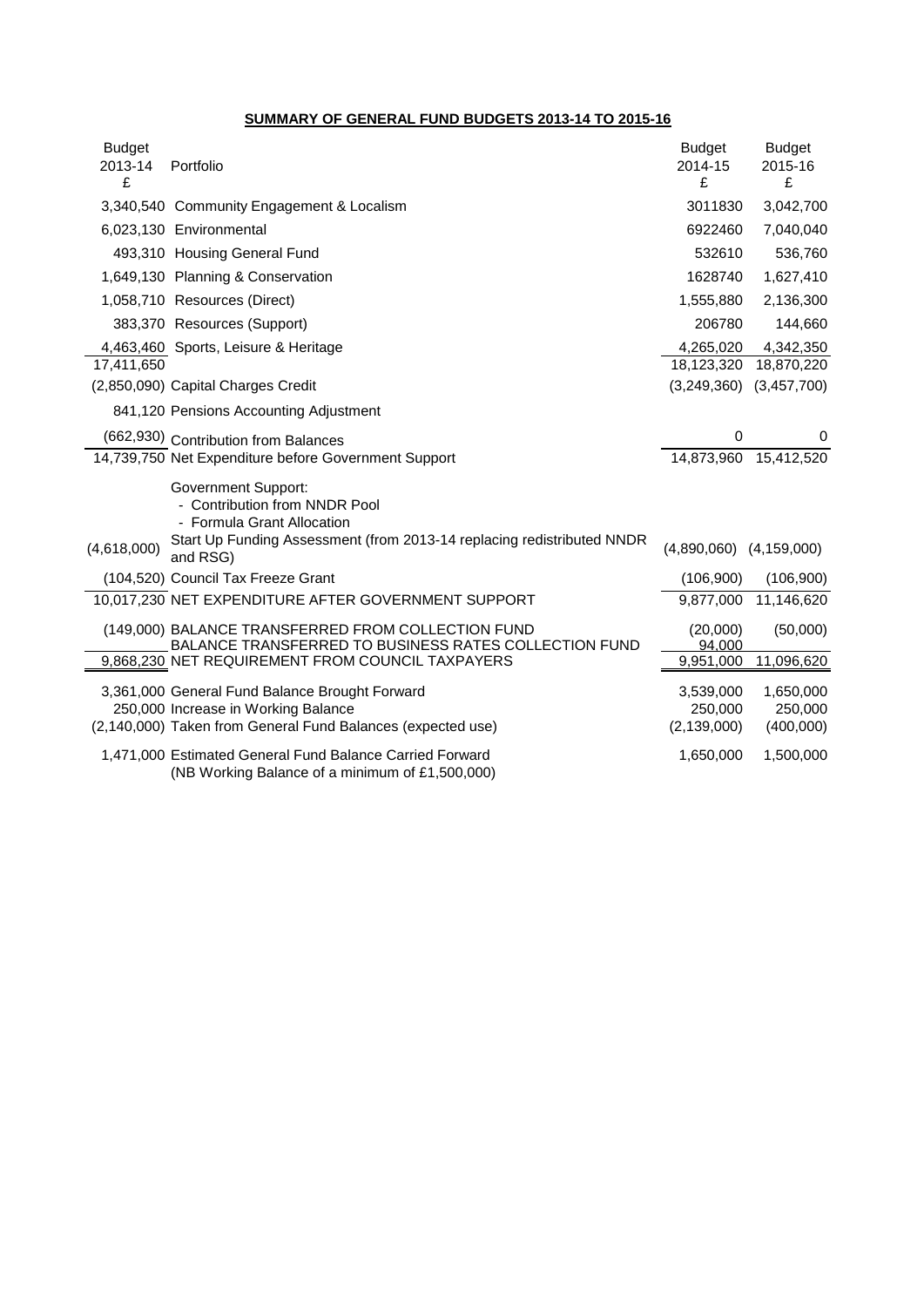## SUMMARY OF GENERAL FUND BUDGETS 2013-14 TO 2015-16

| Budget 2013-14 £ | Portfolio | Budget 2014-15 £ | Budget 2015-16 £ |
|---|---|---|---|
| 3,340,540 | Community Engagement & Localism | 3011830 | 3,042,700 |
| 6,023,130 | Environmental | 6922460 | 7,040,040 |
| 493,310 | Housing General Fund | 532610 | 536,760 |
| 1,649,130 | Planning & Conservation | 1628740 | 1,627,410 |
| 1,058,710 | Resources (Direct) | 1,555,880 | 2,136,300 |
| 383,370 | Resources (Support) | 206780 | 144,660 |
| 4,463,460 | Sports, Leisure & Heritage | 4,265,020 | 4,342,350 |
| 17,411,650 | | 18,123,320 | 18,870,220 |
| (2,850,090) | Capital Charges Credit | (3,249,360) | (3,457,700) |
| 841,120 | Pensions Accounting Adjustment | | |
| (662,930) | Contribution from Balances | 0 | 0 |
| 14,739,750 | Net Expenditure before Government Support | 14,873,960 | 15,412,520 |
| | Government Support: | | |
| | - Contribution from NNDR Pool | | |
| | - Formula Grant Allocation | | |
| (4,618,000) | Start Up Funding Assessment (from 2013-14 replacing redistributed NNDR and RSG) | (4,890,060) | (4,159,000) |
| (104,520) | Council Tax Freeze Grant | (106,900) | (106,900) |
| 10,017,230 | NET EXPENDITURE AFTER GOVERNMENT SUPPORT | 9,877,000 | 11,146,620 |
| (149,000) | BALANCE TRANSFERRED FROM COLLECTION FUND | (20,000) | (50,000) |
| | BALANCE TRANSFERRED TO BUSINESS RATES COLLECTION FUND | 94,000 | |
| 9,868,230 | NET REQUIREMENT FROM COUNCIL TAXPAYERS | 9,951,000 | 11,096,620 |
| 3,361,000 | General Fund Balance Brought Forward | 3,539,000 | 1,650,000 |
| 250,000 | Increase in Working Balance | 250,000 | 250,000 |
| (2,140,000) | Taken from General Fund Balances (expected use) | (2,139,000) | (400,000) |
| 1,471,000 | Estimated General Fund Balance Carried Forward (NB Working Balance of a minimum of £1,500,000) | 1,650,000 | 1,500,000 |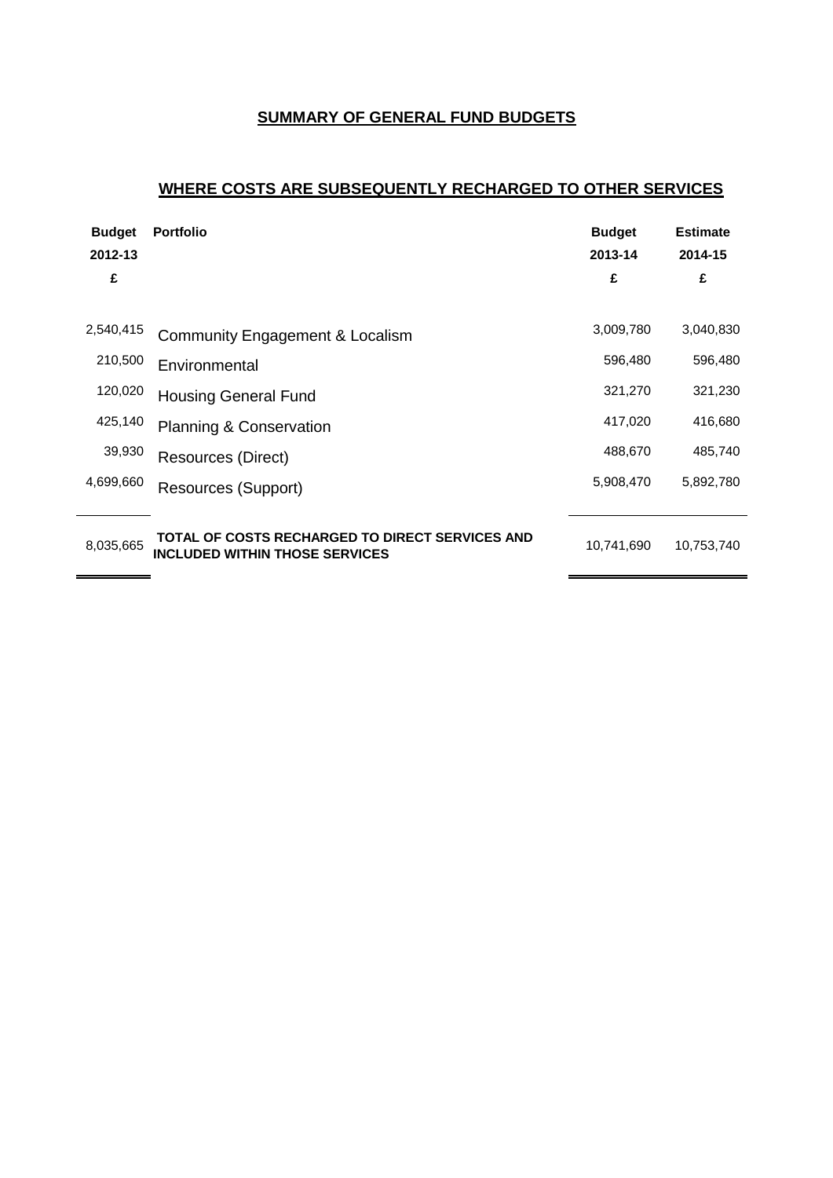## SUMMARY OF GENERAL FUND BUDGETS

## WHERE COSTS ARE SUBSEQUENTLY RECHARGED TO OTHER SERVICES

| Budget 2012-13 £ | Portfolio | Budget 2013-14 £ | Estimate 2014-15 £ |
|---|---|---|---|
| 2,540,415 | Community Engagement & Localism | 3,009,780 | 3,040,830 |
| 210,500 | Environmental | 596,480 | 596,480 |
| 120,020 | Housing General Fund | 321,270 | 321,230 |
| 425,140 | Planning & Conservation | 417,020 | 416,680 |
| 39,930 | Resources (Direct) | 488,670 | 485,740 |
| 4,699,660 | Resources (Support) | 5,908,470 | 5,892,780 |
| 8,035,665 | **TOTAL OF COSTS RECHARGED TO DIRECT SERVICES AND INCLUDED WITHIN THOSE SERVICES** | 10,741,690 | 10,753,740 |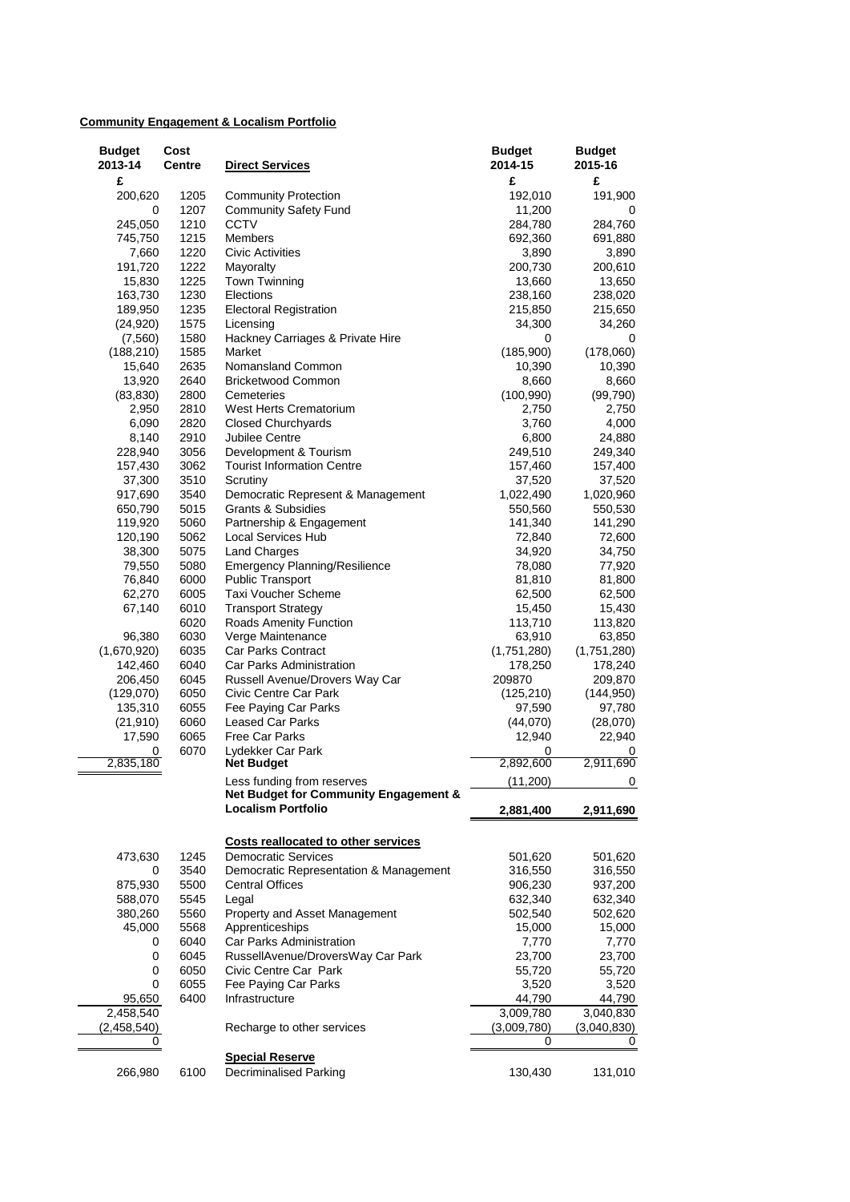**Community Engagement & Localism Portfolio**

| Budget 2013-14 | Cost Centre | Direct Services | Budget 2014-15 | Budget 2015-16 |
|---|---|---|---|---|
| £ | | | £ | £ |
| 200,620 | 1205 | Community Protection | 192,010 | 191,900 |
| 0 | 1207 | Community Safety Fund | 11,200 | 0 |
| 245,050 | 1210 | CCTV | 284,780 | 284,760 |
| 745,750 | 1215 | Members | 692,360 | 691,880 |
| 7,660 | 1220 | Civic Activities | 3,890 | 3,890 |
| 191,720 | 1222 | Mayoralty | 200,730 | 200,610 |
| 15,830 | 1225 | Town Twinning | 13,660 | 13,650 |
| 163,730 | 1230 | Elections | 238,160 | 238,020 |
| 189,950 | 1235 | Electoral Registration | 215,850 | 215,650 |
| (24,920) | 1575 | Licensing | 34,300 | 34,260 |
| (7,560) | 1580 | Hackney Carriages & Private Hire | 0 | 0 |
| (188,210) | 1585 | Market | (185,900) | (178,060) |
| 15,640 | 2635 | Nomansland Common | 10,390 | 10,390 |
| 13,920 | 2640 | Bricketwood Common | 8,660 | 8,660 |
| (83,830) | 2800 | Cemeteries | (100,990) | (99,790) |
| 2,950 | 2810 | West Herts Crematorium | 2,750 | 2,750 |
| 6,090 | 2820 | Closed Churchyards | 3,760 | 4,000 |
| 8,140 | 2910 | Jubilee Centre | 6,800 | 24,880 |
| 228,940 | 3056 | Development & Tourism | 249,510 | 249,340 |
| 157,430 | 3062 | Tourist Information Centre | 157,460 | 157,400 |
| 37,300 | 3510 | Scrutiny | 37,520 | 37,520 |
| 917,690 | 3540 | Democratic Represent & Management | 1,022,490 | 1,020,960 |
| 650,790 | 5015 | Grants & Subsidies | 550,560 | 550,530 |
| 119,920 | 5060 | Partnership & Engagement | 141,340 | 141,290 |
| 120,190 | 5062 | Local Services Hub | 72,840 | 72,600 |
| 38,300 | 5075 | Land Charges | 34,920 | 34,750 |
| 79,550 | 5080 | Emergency Planning/Resilience | 78,080 | 77,920 |
| 76,840 | 6000 | Public Transport | 81,810 | 81,800 |
| 62,270 | 6005 | Taxi Voucher Scheme | 62,500 | 62,500 |
| 67,140 | 6010 | Transport Strategy | 15,450 | 15,430 |
| | 6020 | Roads Amenity Function | 113,710 | 113,820 |
| 96,380 | 6030 | Verge Maintenance | 63,910 | 63,850 |
| (1,670,920) | 6035 | Car Parks Contract | (1,751,280) | (1,751,280) |
| 142,460 | 6040 | Car Parks Administration | 178,250 | 178,240 |
| 206,450 | 6045 | Russell Avenue/Drovers Way Car | 209870 | 209,870 |
| (129,070) | 6050 | Civic Centre Car Park | (125,210) | (144,950) |
| 135,310 | 6055 | Fee Paying Car Parks | 97,590 | 97,780 |
| (21,910) | 6060 | Leased Car Parks | (44,070) | (28,070) |
| 17,590 | 6065 | Free Car Parks | 12,940 | 22,940 |
| 0 | 6070 | Lydekker Car Park | 0 | 0 |
| 2,835,180 | | **Net Budget** | 2,892,600 | 2,911,690 |
| | | Less funding from reserves | (11,200) | 0 |
| | | **Net Budget for Community Engagement & Localism Portfolio** | **2,881,400** | **2,911,690** |
| | | **Costs reallocated to other services** | | |
| 473,630 | 1245 | Democratic Services | 501,620 | 501,620 |
| 0 | 3540 | Democratic Representation & Management | 316,550 | 316,550 |
| 875,930 | 5500 | Central Offices | 906,230 | 937,200 |
| 588,070 | 5545 | Legal | 632,340 | 632,340 |
| 380,260 | 5560 | Property and Asset Management | 502,540 | 502,620 |
| 45,000 | 5568 | Apprenticeships | 15,000 | 15,000 |
| 0 | 6040 | Car Parks Administration | 7,770 | 7,770 |
| 0 | 6045 | RussellAvenue/DroversWay Car Park | 23,700 | 23,700 |
| 0 | 6050 | Civic Centre Car Park | 55,720 | 55,720 |
| 0 | 6055 | Fee Paying Car Parks | 3,520 | 3,520 |
| 95,650 | 6400 | Infrastructure | 44,790 | 44,790 |
| 2,458,540 | | | 3,009,780 | 3,040,830 |
| (2,458,540) | | Recharge to other services | (3,009,780) | (3,040,830) |
| 0 | | | 0 | 0 |
| | | **Special Reserve** | | |
| 266,980 | 6100 | Decriminalised Parking | 130,430 | 131,010 |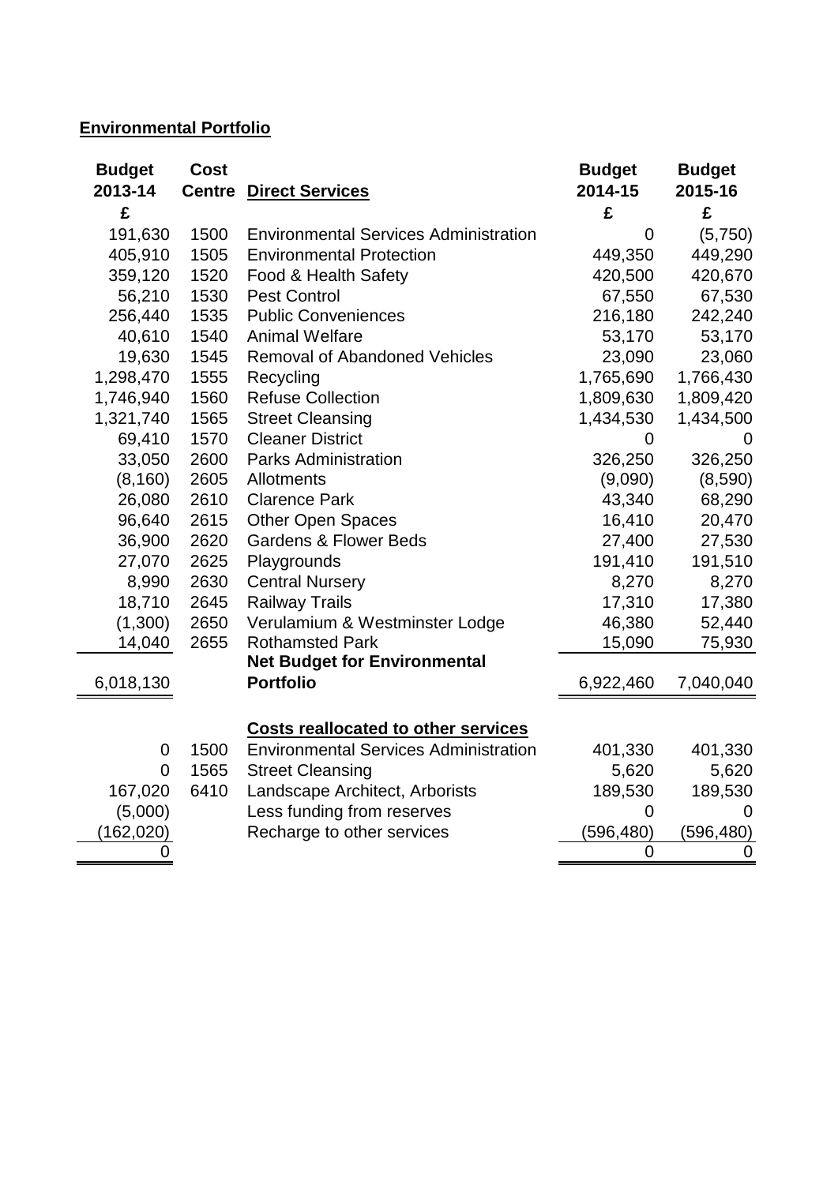## Environmental Portfolio

| Budget 2013-14 £ | Cost Centre | Direct Services | Budget 2014-15 £ | Budget 2015-16 £ |
|---|---|---|---|---|
| 191,630 | 1500 | Environmental Services Administration | 0 | (5,750) |
| 405,910 | 1505 | Environmental Protection | 449,350 | 449,290 |
| 359,120 | 1520 | Food & Health Safety | 420,500 | 420,670 |
| 56,210 | 1530 | Pest Control | 67,550 | 67,530 |
| 256,440 | 1535 | Public Conveniences | 216,180 | 242,240 |
| 40,610 | 1540 | Animal Welfare | 53,170 | 53,170 |
| 19,630 | 1545 | Removal of Abandoned Vehicles | 23,090 | 23,060 |
| 1,298,470 | 1555 | Recycling | 1,765,690 | 1,766,430 |
| 1,746,940 | 1560 | Refuse Collection | 1,809,630 | 1,809,420 |
| 1,321,740 | 1565 | Street Cleansing | 1,434,530 | 1,434,500 |
| 69,410 | 1570 | Cleaner District | 0 | 0 |
| 33,050 | 2600 | Parks Administration | 326,250 | 326,250 |
| (8,160) | 2605 | Allotments | (9,090) | (8,590) |
| 26,080 | 2610 | Clarence Park | 43,340 | 68,290 |
| 96,640 | 2615 | Other Open Spaces | 16,410 | 20,470 |
| 36,900 | 2620 | Gardens & Flower Beds | 27,400 | 27,530 |
| 27,070 | 2625 | Playgrounds | 191,410 | 191,510 |
| 8,990 | 2630 | Central Nursery | 8,270 | 8,270 |
| 18,710 | 2645 | Railway Trails | 17,310 | 17,380 |
| (1,300) | 2650 | Verulamium & Westminster Lodge | 46,380 | 52,440 |
| 14,040 | 2655 | Rothamsted Park | 15,090 | 75,930 |
| 6,018,130 | | **Net Budget for Environmental Portfolio** | 6,922,460 | 7,040,040 |
| | | **Costs reallocated to other services** | | |
| 0 | 1500 | Environmental Services Administration | 401,330 | 401,330 |
| 0 | 1565 | Street Cleansing | 5,620 | 5,620 |
| 167,020 | 6410 | Landscape Architect, Arborists | 189,530 | 189,530 |
| (5,000) | | Less funding from reserves | 0 | 0 |
| (162,020) | | Recharge to other services | (596,480) | (596,480) |
| 0 | | | 0 | 0 |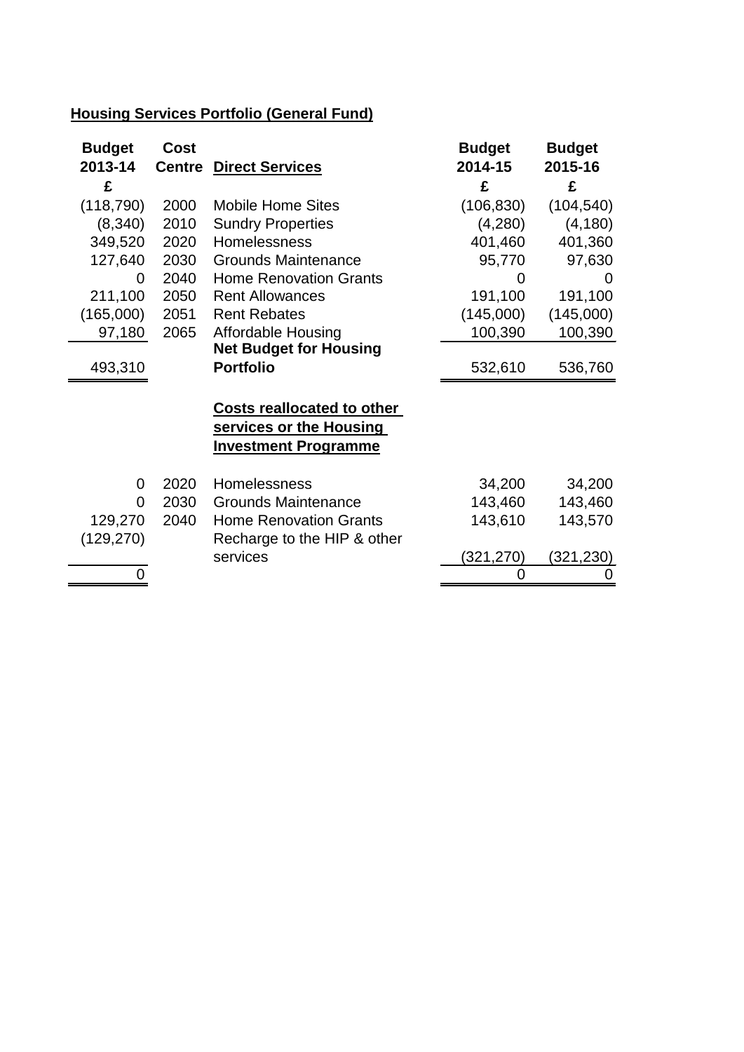**Housing Services Portfolio (General Fund)**

| Budget 2013-14 £ | Cost Centre | Direct Services | Budget 2014-15 £ | Budget 2015-16 £ |
|---|---|---|---|---|
| (118,790) | 2000 | Mobile Home Sites | (106,830) | (104,540) |
| (8,340) | 2010 | Sundry Properties | (4,280) | (4,180) |
| 349,520 | 2020 | Homelessness | 401,460 | 401,360 |
| 127,640 | 2030 | Grounds Maintenance | 95,770 | 97,630 |
| 0 | 2040 | Home Renovation Grants | 0 | 0 |
| 211,100 | 2050 | Rent Allowances | 191,100 | 191,100 |
| (165,000) | 2051 | Rent Rebates | (145,000) | (145,000) |
| 97,180 | 2065 | Affordable Housing | 100,390 | 100,390 |
| 493,310 | | **Net Budget for Housing Portfolio** | 532,610 | 536,760 |

| Budget 2013-14 £ | Cost Centre | Costs reallocated to other services or the Housing Investment Programme | Budget 2014-15 £ | Budget 2015-16 £ |
|---|---|---|---|---|
| 0 | 2020 | Homelessness | 34,200 | 34,200 |
| 0 | 2030 | Grounds Maintenance | 143,460 | 143,460 |
| 129,270 | 2040 | Home Renovation Grants | 143,610 | 143,570 |
| (129,270) | | Recharge to the HIP & other services | (321,270) | (321,230) |
| 0 | | | 0 | 0 |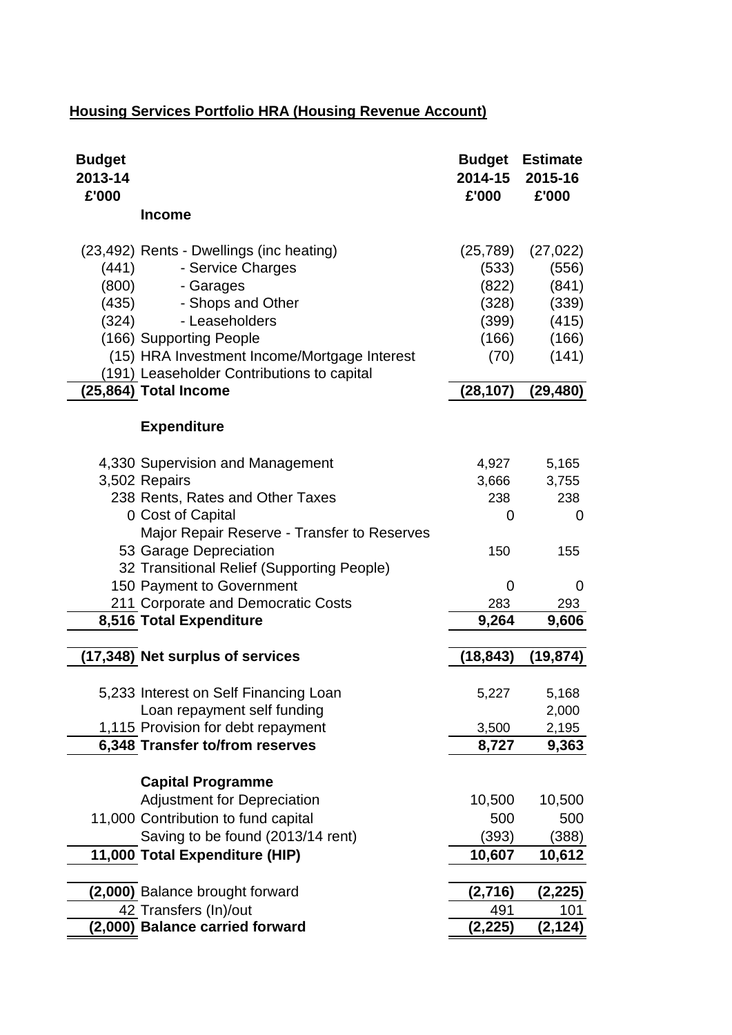## Housing Services Portfolio HRA (Housing Revenue Account)

| Budget 2013-14 £'000 | | Budget 2014-15 £'000 | Estimate 2015-16 £'000 |
|---|---|---|---|
| | **Income** | | |
| (23,492) | Rents - Dwellings (inc heating) | (25,789) | (27,022) |
| (441) | - Service Charges | (533) | (556) |
| (800) | - Garages | (822) | (841) |
| (435) | - Shops and Other | (328) | (339) |
| (324) | - Leaseholders | (399) | (415) |
| (166) | Supporting People | (166) | (166) |
| (15) | HRA Investment Income/Mortgage Interest | (70) | (141) |
| (191) | Leaseholder Contributions to capital | | |
| **(25,864)** | **Total Income** | **(28,107)** | **(29,480)** |
| | **Expenditure** | | |
| 4,330 | Supervision and Management | 4,927 | 5,165 |
| 3,502 | Repairs | 3,666 | 3,755 |
| 238 | Rents, Rates and Other Taxes | 238 | 238 |
| 0 | Cost of Capital | 0 | 0 |
| | Major Repair Reserve - Transfer to Reserves | | |
| 53 | Garage Depreciation | 150 | 155 |
| 32 | Transitional Relief (Supporting People) | | |
| 150 | Payment to Government | 0 | 0 |
| 211 | Corporate and Democratic Costs | 283 | 293 |
| **8,516** | **Total Expenditure** | **9,264** | **9,606** |
| **(17,348)** | **Net surplus of services** | **(18,843)** | **(19,874)** |
| 5,233 | Interest on Self Financing Loan | 5,227 | 5,168 |
| | Loan repayment self funding | | 2,000 |
| 1,115 | Provision for debt repayment | 3,500 | 2,195 |
| **6,348** | **Transfer to/from reserves** | **8,727** | **9,363** |
| | **Capital Programme** | | |
| | Adjustment for Depreciation | 10,500 | 10,500 |
| 11,000 | Contribution to fund capital | 500 | 500 |
| | Saving to be found (2013/14 rent) | (393) | (388) |
| **11,000** | **Total Expenditure (HIP)** | **10,607** | **10,612** |
| **(2,000)** | Balance brought forward | **(2,716)** | **(2,225)** |
| 42 | Transfers (In)/out | 491 | 101 |
| **(2,000)** | **Balance carried forward** | **(2,225)** | **(2,124)** |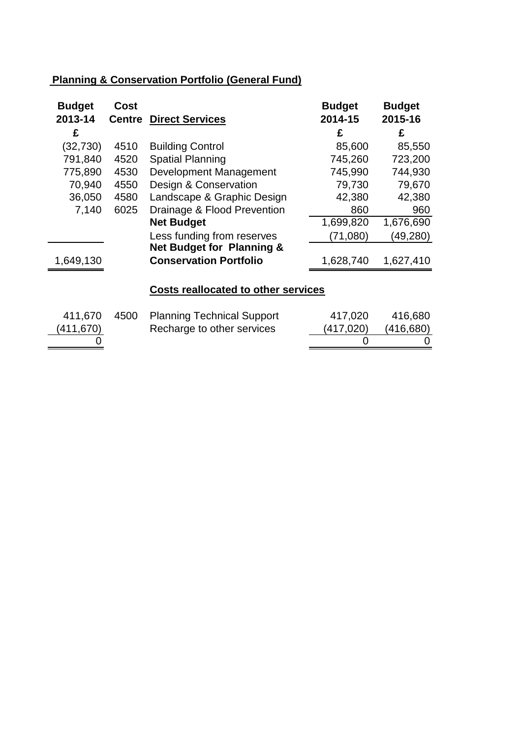## Planning & Conservation Portfolio (General Fund)

| Budget 2013-14 £ | Cost Centre | Direct Services | Budget 2014-15 £ | Budget 2015-16 £ |
|---|---|---|---|---|
| (32,730) | 4510 | Building Control | 85,600 | 85,550 |
| 791,840 | 4520 | Spatial Planning | 745,260 | 723,200 |
| 775,890 | 4530 | Development Management | 745,990 | 744,930 |
| 70,940 | 4550 | Design & Conservation | 79,730 | 79,670 |
| 36,050 | 4580 | Landscape & Graphic Design | 42,380 | 42,380 |
| 7,140 | 6025 | Drainage & Flood Prevention | 860 | 960 |
| | | **Net Budget** | 1,699,820 | 1,676,690 |
| | | Less funding from reserves | (71,080) | (49,280) |
| 1,649,130 | | **Net Budget for Planning & Conservation Portfolio** | 1,628,740 | 1,627,410 |

### Costs reallocated to other services

| Budget 2013-14 £ | Cost Centre | | Budget 2014-15 £ | Budget 2015-16 £ |
|---|---|---|---|---|
| 411,670 | 4500 | Planning Technical Support | 417,020 | 416,680 |
| (411,670) | | Recharge to other services | (417,020) | (416,680) |
| 0 | | | 0 | 0 |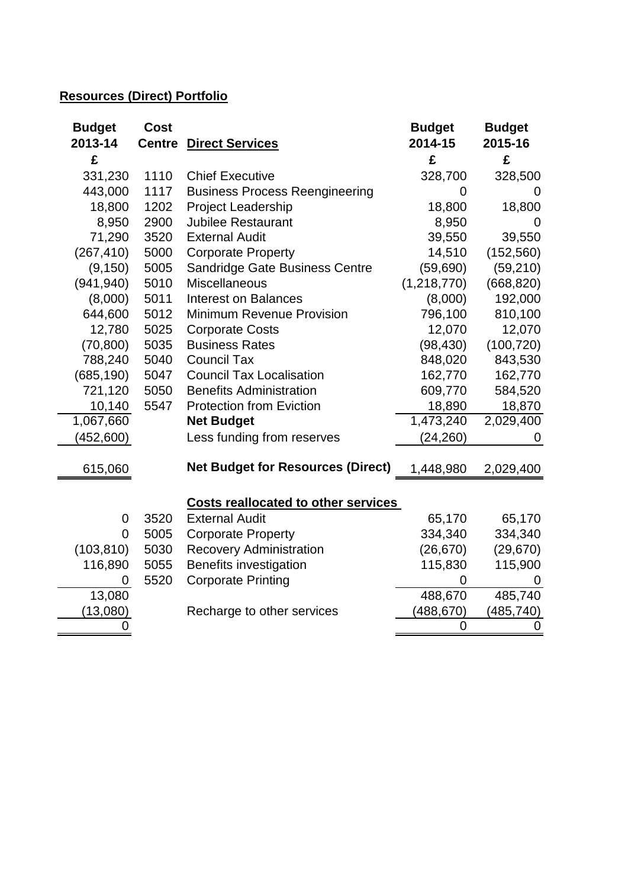## Resources (Direct) Portfolio

| Budget 2013-14 £ | Cost Centre | Direct Services | Budget 2014-15 £ | Budget 2015-16 £ |
|---|---|---|---|---|
| 331,230 | 1110 | Chief Executive | 328,700 | 328,500 |
| 443,000 | 1117 | Business Process Reengineering | 0 | 0 |
| 18,800 | 1202 | Project Leadership | 18,800 | 18,800 |
| 8,950 | 2900 | Jubilee Restaurant | 8,950 | 0 |
| 71,290 | 3520 | External Audit | 39,550 | 39,550 |
| (267,410) | 5000 | Corporate Property | 14,510 | (152,560) |
| (9,150) | 5005 | Sandridge Gate Business Centre | (59,690) | (59,210) |
| (941,940) | 5010 | Miscellaneous | (1,218,770) | (668,820) |
| (8,000) | 5011 | Interest on Balances | (8,000) | 192,000 |
| 644,600 | 5012 | Minimum Revenue Provision | 796,100 | 810,100 |
| 12,780 | 5025 | Corporate Costs | 12,070 | 12,070 |
| (70,800) | 5035 | Business Rates | (98,430) | (100,720) |
| 788,240 | 5040 | Council Tax | 848,020 | 843,530 |
| (685,190) | 5047 | Council Tax Localisation | 162,770 | 162,770 |
| 721,120 | 5050 | Benefits Administration | 609,770 | 584,520 |
| 10,140 | 5547 | Protection from Eviction | 18,890 | 18,870 |
| 1,067,660 | | **Net Budget** | 1,473,240 | 2,029,400 |
| (452,600) | | Less funding from reserves | (24,260) | 0 |
| 615,060 | | **Net Budget for Resources (Direct)** | 1,448,980 | 2,029,400 |
| | | **Costs reallocated to other services** | | |
| 0 | 3520 | External Audit | 65,170 | 65,170 |
| 0 | 5005 | Corporate Property | 334,340 | 334,340 |
| (103,810) | 5030 | Recovery Administration | (26,670) | (29,670) |
| 116,890 | 5055 | Benefits investigation | 115,830 | 115,900 |
| 0 | 5520 | Corporate Printing | 0 | 0 |
| 13,080 | | | 488,670 | 485,740 |
| (13,080) | | Recharge to other services | (488,670) | (485,740) |
| 0 | | | 0 | 0 |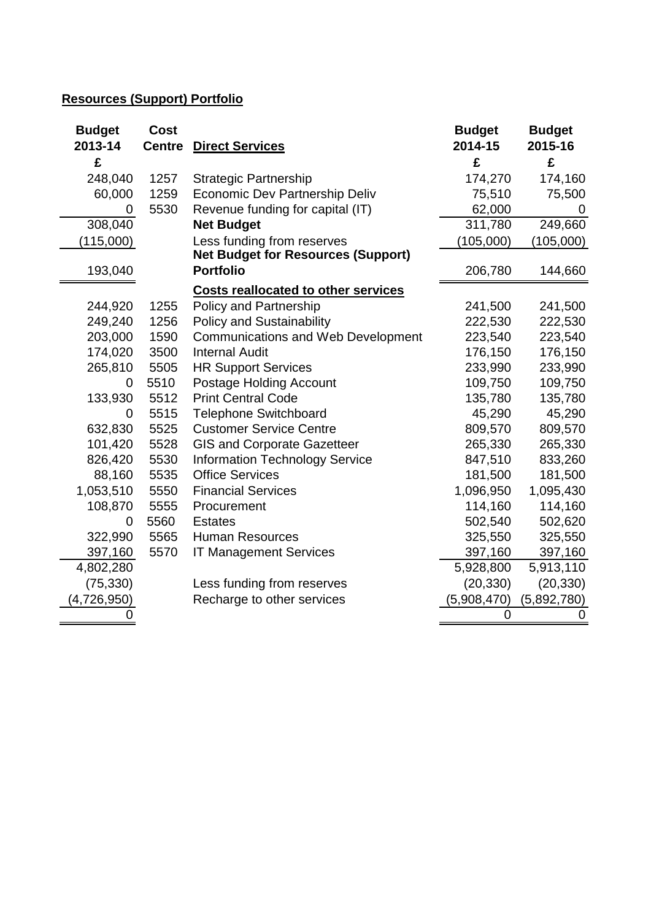## Resources (Support) Portfolio

| Budget 2013-14 £ | Cost Centre | Direct Services | Budget 2014-15 £ | Budget 2015-16 £ |
|---|---|---|---|---|
| 248,040 | 1257 | Strategic Partnership | 174,270 | 174,160 |
| 60,000 | 1259 | Economic Dev Partnership Deliv | 75,510 | 75,500 |
| 0 | 5530 | Revenue funding for capital (IT) | 62,000 | 0 |
| 308,040 | | **Net Budget** | 311,780 | 249,660 |
| (115,000) | | Less funding from reserves | (105,000) | (105,000) |
| 193,040 | | **Net Budget for Resources (Support) Portfolio** | 206,780 | 144,660 |
| | | **Costs reallocated to other services** | | |
| 244,920 | 1255 | Policy and Partnership | 241,500 | 241,500 |
| 249,240 | 1256 | Policy and Sustainability | 222,530 | 222,530 |
| 203,000 | 1590 | Communications and Web Development | 223,540 | 223,540 |
| 174,020 | 3500 | Internal Audit | 176,150 | 176,150 |
| 265,810 | 5505 | HR Support Services | 233,990 | 233,990 |
| 0 | 5510 | Postage Holding Account | 109,750 | 109,750 |
| 133,930 | 5512 | Print Central Code | 135,780 | 135,780 |
| 0 | 5515 | Telephone Switchboard | 45,290 | 45,290 |
| 632,830 | 5525 | Customer Service Centre | 809,570 | 809,570 |
| 101,420 | 5528 | GIS and Corporate Gazetteer | 265,330 | 265,330 |
| 826,420 | 5530 | Information Technology Service | 847,510 | 833,260 |
| 88,160 | 5535 | Office Services | 181,500 | 181,500 |
| 1,053,510 | 5550 | Financial Services | 1,096,950 | 1,095,430 |
| 108,870 | 5555 | Procurement | 114,160 | 114,160 |
| 0 | 5560 | Estates | 502,540 | 502,620 |
| 322,990 | 5565 | Human Resources | 325,550 | 325,550 |
| 397,160 | 5570 | IT Management Services | 397,160 | 397,160 |
| 4,802,280 | | | 5,928,800 | 5,913,110 |
| (75,330) | | Less funding from reserves | (20,330) | (20,330) |
| (4,726,950) | | Recharge to other services | (5,908,470) | (5,892,780) |
| 0 | | | 0 | 0 |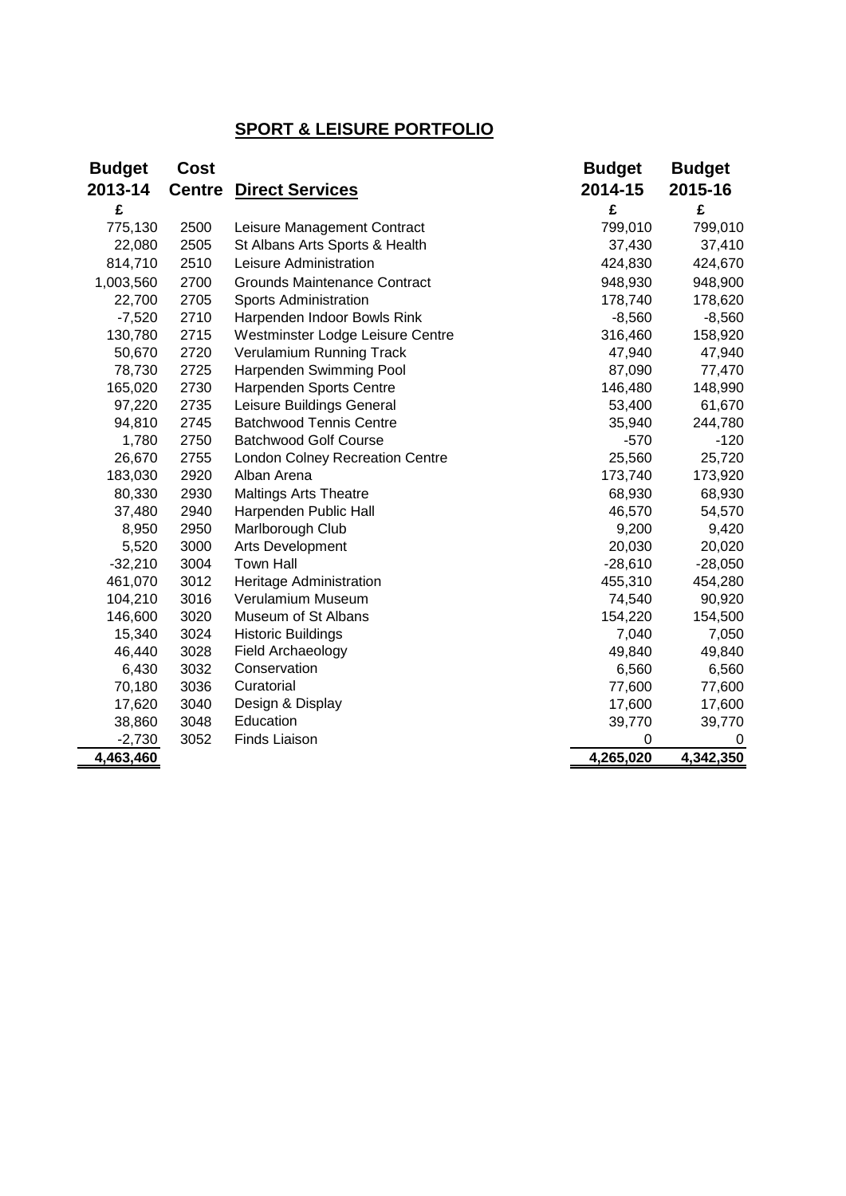## SPORT & LEISURE PORTFOLIO

| Budget 2013-14 | Cost Centre | Direct Services | Budget 2014-15 | Budget 2015-16 |
|---|---|---|---|---|
| £ | | | £ | £ |
| 775,130 | 2500 | Leisure Management Contract | 799,010 | 799,010 |
| 22,080 | 2505 | St Albans Arts Sports & Health | 37,430 | 37,410 |
| 814,710 | 2510 | Leisure Administration | 424,830 | 424,670 |
| 1,003,560 | 2700 | Grounds Maintenance Contract | 948,930 | 948,900 |
| 22,700 | 2705 | Sports Administration | 178,740 | 178,620 |
| -7,520 | 2710 | Harpenden Indoor Bowls Rink | -8,560 | -8,560 |
| 130,780 | 2715 | Westminster Lodge Leisure Centre | 316,460 | 158,920 |
| 50,670 | 2720 | Verulamium Running Track | 47,940 | 47,940 |
| 78,730 | 2725 | Harpenden Swimming Pool | 87,090 | 77,470 |
| 165,020 | 2730 | Harpenden Sports Centre | 146,480 | 148,990 |
| 97,220 | 2735 | Leisure Buildings General | 53,400 | 61,670 |
| 94,810 | 2745 | Batchwood Tennis Centre | 35,940 | 244,780 |
| 1,780 | 2750 | Batchwood Golf Course | -570 | -120 |
| 26,670 | 2755 | London Colney Recreation Centre | 25,560 | 25,720 |
| 183,030 | 2920 | Alban Arena | 173,740 | 173,920 |
| 80,330 | 2930 | Maltings Arts Theatre | 68,930 | 68,930 |
| 37,480 | 2940 | Harpenden Public Hall | 46,570 | 54,570 |
| 8,950 | 2950 | Marlborough Club | 9,200 | 9,420 |
| 5,520 | 3000 | Arts Development | 20,030 | 20,020 |
| -32,210 | 3004 | Town Hall | -28,610 | -28,050 |
| 461,070 | 3012 | Heritage Administration | 455,310 | 454,280 |
| 104,210 | 3016 | Verulamium Museum | 74,540 | 90,920 |
| 146,600 | 3020 | Museum of St Albans | 154,220 | 154,500 |
| 15,340 | 3024 | Historic Buildings | 7,040 | 7,050 |
| 46,440 | 3028 | Field Archaeology | 49,840 | 49,840 |
| 6,430 | 3032 | Conservation | 6,560 | 6,560 |
| 70,180 | 3036 | Curatorial | 77,600 | 77,600 |
| 17,620 | 3040 | Design & Display | 17,600 | 17,600 |
| 38,860 | 3048 | Education | 39,770 | 39,770 |
| -2,730 | 3052 | Finds Liaison | 0 | 0 |
| **4,463,460** | | | **4,265,020** | **4,342,350** |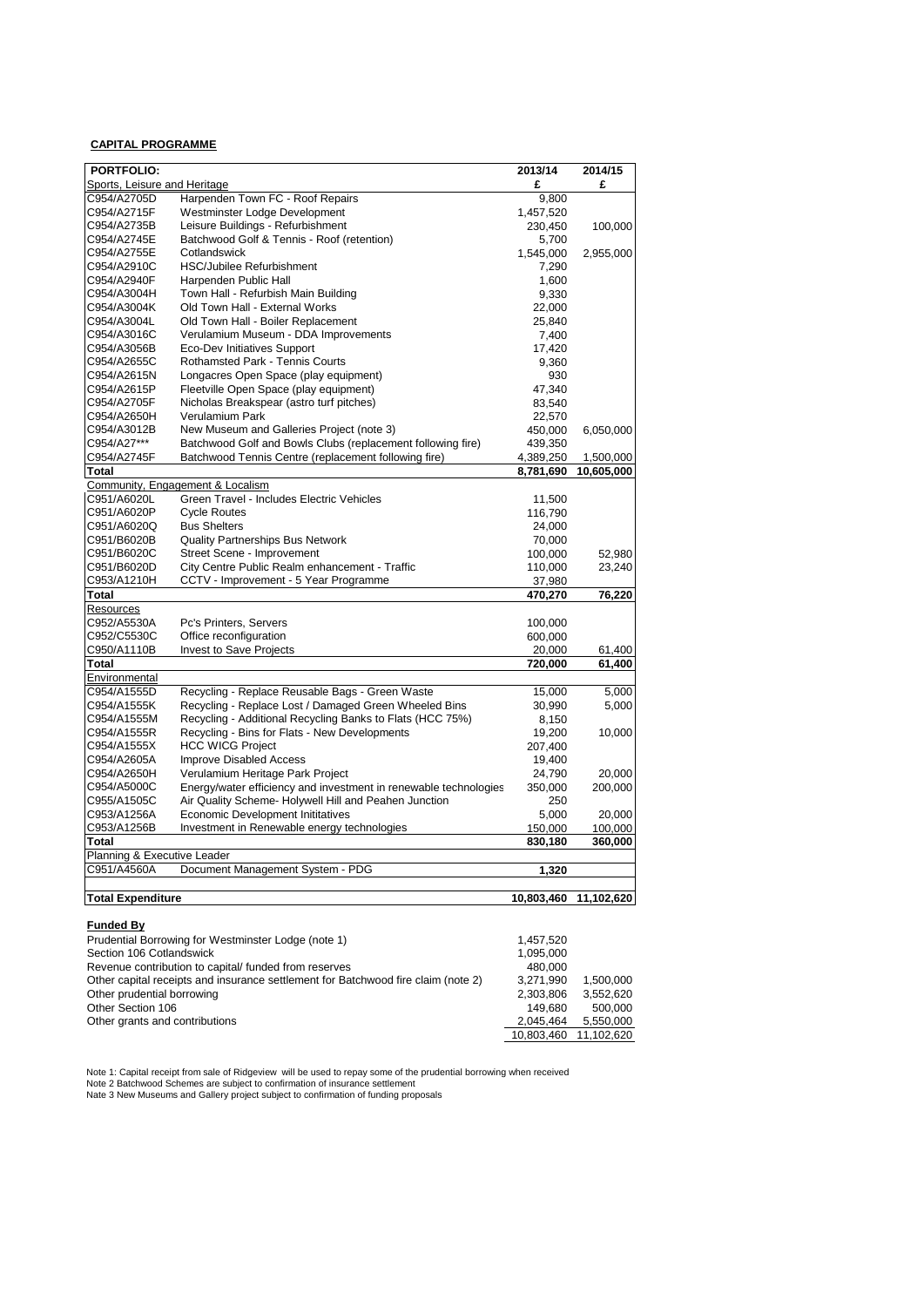**CAPITAL PROGRAMME**

| PORTFOLIO: | | 2013/14 | 2014/15 |
|---|---|---|---|
| Sports, Leisure and Heritage | | £ | £ |
| C954/A2705D | Harpenden Town FC - Roof Repairs | 9,800 | |
| C954/A2715F | Westminster Lodge Development | 1,457,520 | |
| C954/A2735B | Leisure Buildings - Refurbishment | 230,450 | 100,000 |
| C954/A2745E | Batchwood Golf & Tennis - Roof (retention) | 5,700 | |
| C954/A2755E | Cotlandswick | 1,545,000 | 2,955,000 |
| C954/A2910C | HSC/Jubilee Refurbishment | 7,290 | |
| C954/A2940F | Harpenden Public Hall | 1,600 | |
| C954/A3004H | Town Hall - Refurbish Main Building | 9,330 | |
| C954/A3004K | Old Town Hall - External Works | 22,000 | |
| C954/A3004L | Old Town Hall - Boiler Replacement | 25,840 | |
| C954/A3016C | Verulamium Museum - DDA Improvements | 7,400 | |
| C954/A3056B | Eco-Dev Initiatives Support | 17,420 | |
| C954/A2655C | Rothamsted Park - Tennis Courts | 9,360 | |
| C954/A2615N | Longacres Open Space (play equipment) | 930 | |
| C954/A2615P | Fleetville Open Space (play equipment) | 47,340 | |
| C954/A2705F | Nicholas Breakspear (astro turf pitches) | 83,540 | |
| C954/A2650H | Verulamium Park | 22,570 | |
| C954/A3012B | New Museum and Galleries Project (note 3) | 450,000 | 6,050,000 |
| C954/A27*** | Batchwood Golf and Bowls Clubs (replacement following fire) | 439,350 | |
| C954/A2745F | Batchwood Tennis Centre (replacement following fire) | 4,389,250 | 1,500,000 |
| **Total** | | **8,781,690** | **10,605,000** |
| Community, Engagement & Localism | | | |
| C951/A6020L | Green Travel - Includes Electric Vehicles | 11,500 | |
| C951/A6020P | Cycle Routes | 116,790 | |
| C951/A6020Q | Bus Shelters | 24,000 | |
| C951/B6020B | Quality Partnerships Bus Network | 70,000 | |
| C951/B6020C | Street Scene - Improvement | 100,000 | 52,980 |
| C951/B6020D | City Centre Public Realm enhancement - Traffic | 110,000 | 23,240 |
| C953/A1210H | CCTV - Improvement - 5 Year Programme | 37,980 | |
| **Total** | | **470,270** | **76,220** |
| Resources | | | |
| C952/A5530A | Pc's Printers, Servers | 100,000 | |
| C952/C5530C | Office reconfiguration | 600,000 | |
| C950/A1110B | Invest to Save Projects | 20,000 | 61,400 |
| **Total** | | **720,000** | **61,400** |
| Environmental | | | |
| C954/A1555D | Recycling - Replace Reusable Bags - Green Waste | 15,000 | 5,000 |
| C954/A1555K | Recycling - Replace Lost / Damaged Green Wheeled Bins | 30,990 | 5,000 |
| C954/A1555M | Recycling - Additional Recycling Banks to Flats (HCC 75%) | 8,150 | |
| C954/A1555R | Recycling - Bins for Flats - New Developments | 19,200 | 10,000 |
| C954/A1555X | HCC WICG Project | 207,400 | |
| C954/A2605A | Improve Disabled Access | 19,400 | |
| C954/A2650H | Verulamium Heritage Park Project | 24,790 | 20,000 |
| C954/A5000C | Energy/water efficiency and investment in renewable technologies | 350,000 | 200,000 |
| C955/A1505C | Air Quality Scheme- Holywell Hill and Peahen Junction | 250 | |
| C953/A1256A | Economic Development Inititatives | 5,000 | 20,000 |
| C953/A1256B | Investment in Renewable energy technologies | 150,000 | 100,000 |
| **Total** | | **830,180** | **360,000** |
| Planning & Executive Leader | | | |
| C951/A4560A | Document Management System - PDG | **1,320** | |
| | | | |
| **Total Expenditure** | | **10,803,460** | **11,102,620** |

**Funded By**

| | 2013/14 | 2014/15 |
|---|---|---|
| Prudential Borrowing for Westminster Lodge (note 1) | 1,457,520 | |
| Section 106 Cotlandswick | 1,095,000 | |
| Revenue contribution to capital/ funded from reserves | 480,000 | |
| Other capital receipts and insurance settlement for Batchwood fire claim (note 2) | 3,271,990 | 1,500,000 |
| Other prudential borrowing | 2,303,806 | 3,552,620 |
| Other Section 106 | 149,680 | 500,000 |
| Other grants and contributions | 2,045,464 | 5,550,000 |
| | 10,803,460 | 11,102,620 |

Note 1: Capital receipt from sale of Ridgeview will be used to repay some of the prudential borrowing when received
Note 2 Batchwood Schemes are subject to confirmation of insurance settlement
Nate 3 New Museums and Gallery project subject to confirmation of funding proposals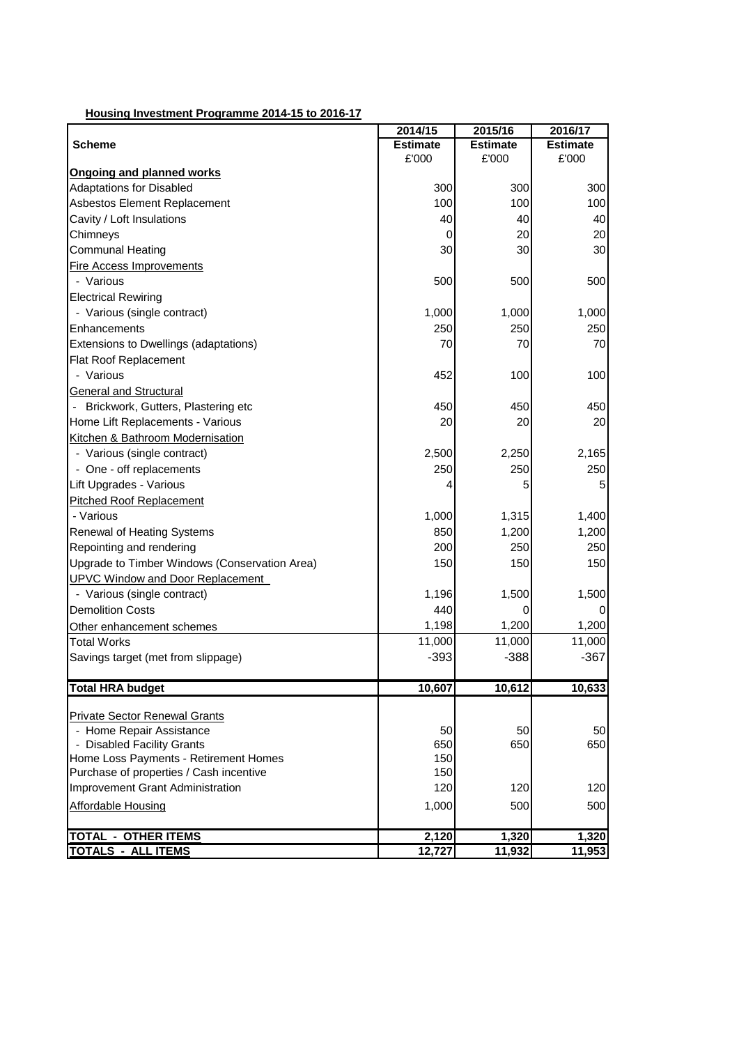**Housing Investment Programme 2014-15 to 2016-17**

| Scheme | 2014/15 Estimate £'000 | 2015/16 Estimate £'000 | 2016/17 Estimate £'000 |
|---|---|---|---|
| **Ongoing and planned works** | | | |
| Adaptations for Disabled | 300 | 300 | 300 |
| Asbestos Element Replacement | 100 | 100 | 100 |
| Cavity / Loft Insulations | 40 | 40 | 40 |
| Chimneys | 0 | 20 | 20 |
| Communal Heating | 30 | 30 | 30 |
| Fire Access Improvements | | | |
| - Various | 500 | 500 | 500 |
| Electrical Rewiring | | | |
| - Various (single contract) | 1,000 | 1,000 | 1,000 |
| Enhancements | 250 | 250 | 250 |
| Extensions to Dwellings (adaptations) | 70 | 70 | 70 |
| Flat Roof Replacement | | | |
| - Various | 452 | 100 | 100 |
| General and Structural | | | |
| - Brickwork, Gutters, Plastering etc | 450 | 450 | 450 |
| Home Lift Replacements - Various | 20 | 20 | 20 |
| Kitchen & Bathroom Modernisation | | | |
| - Various (single contract) | 2,500 | 2,250 | 2,165 |
| - One - off replacements | 250 | 250 | 250 |
| Lift Upgrades - Various | 4 | 5 | 5 |
| Pitched Roof Replacement | | | |
| - Various | 1,000 | 1,315 | 1,400 |
| Renewal of Heating Systems | 850 | 1,200 | 1,200 |
| Repointing and rendering | 200 | 250 | 250 |
| Upgrade to Timber Windows (Conservation Area) | 150 | 150 | 150 |
| UPVC Window and Door Replacement | | | |
| - Various (single contract) | 1,196 | 1,500 | 1,500 |
| Demolition Costs | 440 | 0 | 0 |
| Other enhancement schemes | 1,198 | 1,200 | 1,200 |
| Total Works | 11,000 | 11,000 | 11,000 |
| Savings target (met from slippage) | -393 | -388 | -367 |
| **Total HRA budget** | **10,607** | **10,612** | **10,633** |
| Private Sector Renewal Grants | | | |
| - Home Repair Assistance | 50 | 50 | 50 |
| - Disabled Facility Grants | 650 | 650 | 650 |
| Home Loss Payments - Retirement Homes | 150 | | |
| Purchase of properties / Cash incentive | 150 | | |
| Improvement Grant Administration | 120 | 120 | 120 |
| Affordable Housing | 1,000 | 500 | 500 |
| **TOTAL - OTHER ITEMS** | **2,120** | **1,320** | **1,320** |
| **TOTALS - ALL ITEMS** | **12,727** | **11,932** | **11,953** |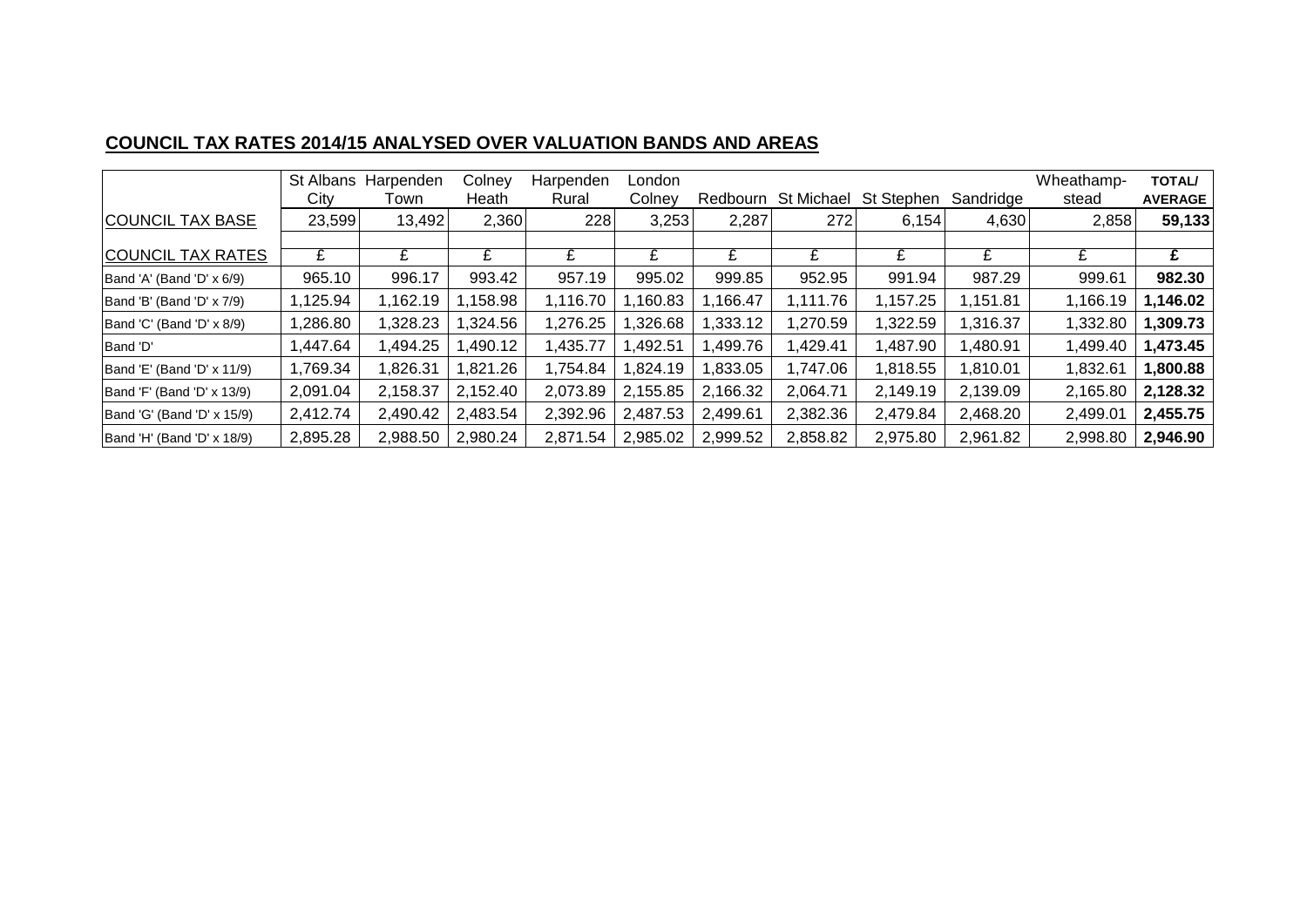## COUNCIL TAX RATES 2014/15 ANALYSED OVER VALUATION BANDS AND AREAS

| | St Albans City | Harpenden Town | Colney Heath | Harpenden Rural | London Colney | Redbourn | St Michael | St Stephen | Sandridge | Wheathamp-stead | **TOTAL/ AVERAGE** |
|---|---|---|---|---|---|---|---|---|---|---|---|
| COUNCIL TAX BASE | 23,599 | 13,492 | 2,360 | 228 | 3,253 | 2,287 | 272 | 6,154 | 4,630 | 2,858 | **59,133** |
| | | | | | | | | | | | |
| COUNCIL TAX RATES | £ | £ | £ | £ | £ | £ | £ | £ | £ | £ | **£** |
| Band 'A' (Band 'D' x 6/9) | 965.10 | 996.17 | 993.42 | 957.19 | 995.02 | 999.85 | 952.95 | 991.94 | 987.29 | 999.61 | **982.30** |
| Band 'B' (Band 'D' x 7/9) | 1,125.94 | 1,162.19 | 1,158.98 | 1,116.70 | 1,160.83 | 1,166.47 | 1,111.76 | 1,157.25 | 1,151.81 | 1,166.19 | **1,146.02** |
| Band 'C' (Band 'D' x 8/9) | 1,286.80 | 1,328.23 | 1,324.56 | 1,276.25 | 1,326.68 | 1,333.12 | 1,270.59 | 1,322.59 | 1,316.37 | 1,332.80 | **1,309.73** |
| Band 'D' | 1,447.64 | 1,494.25 | 1,490.12 | 1,435.77 | 1,492.51 | 1,499.76 | 1,429.41 | 1,487.90 | 1,480.91 | 1,499.40 | **1,473.45** |
| Band 'E' (Band 'D' x 11/9) | 1,769.34 | 1,826.31 | 1,821.26 | 1,754.84 | 1,824.19 | 1,833.05 | 1,747.06 | 1,818.55 | 1,810.01 | 1,832.61 | **1,800.88** |
| Band 'F' (Band 'D' x 13/9) | 2,091.04 | 2,158.37 | 2,152.40 | 2,073.89 | 2,155.85 | 2,166.32 | 2,064.71 | 2,149.19 | 2,139.09 | 2,165.80 | **2,128.32** |
| Band 'G' (Band 'D' x 15/9) | 2,412.74 | 2,490.42 | 2,483.54 | 2,392.96 | 2,487.53 | 2,499.61 | 2,382.36 | 2,479.84 | 2,468.20 | 2,499.01 | **2,455.75** |
| Band 'H' (Band 'D' x 18/9) | 2,895.28 | 2,988.50 | 2,980.24 | 2,871.54 | 2,985.02 | 2,999.52 | 2,858.82 | 2,975.80 | 2,961.82 | 2,998.80 | **2,946.90** |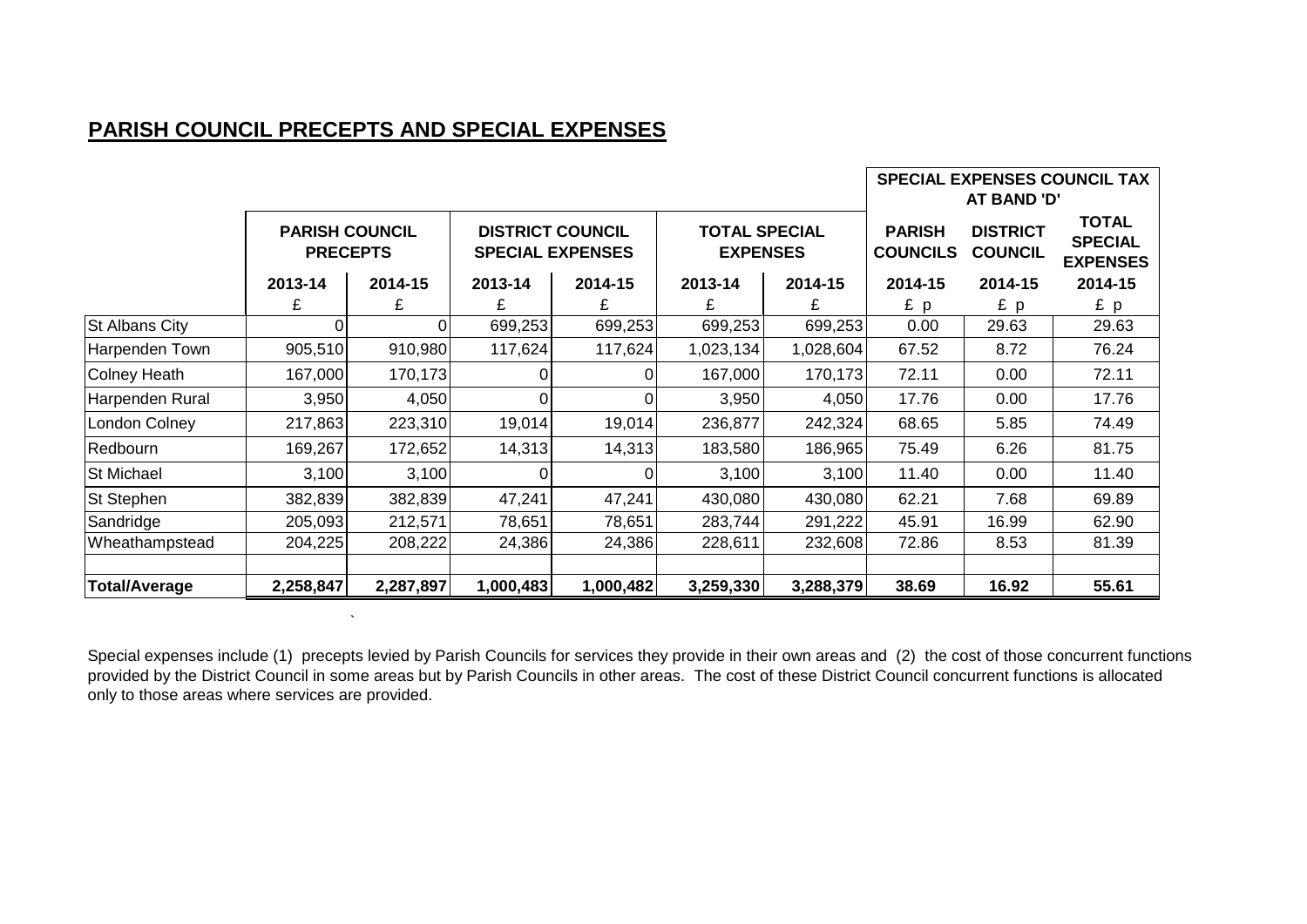## PARISH COUNCIL PRECEPTS AND SPECIAL EXPENSES

| | PARISH COUNCIL PRECEPTS | | DISTRICT COUNCIL SPECIAL EXPENSES | | TOTAL SPECIAL EXPENSES | | SPECIAL EXPENSES COUNCIL TAX AT BAND 'D' | | |
|---|---|---|---|---|---|---|---|---|---|
| | | | | | | | PARISH COUNCILS | DISTRICT COUNCIL | TOTAL SPECIAL EXPENSES |
| | 2013-14 | 2014-15 | 2013-14 | 2014-15 | 2013-14 | 2014-15 | 2014-15 | 2014-15 | 2014-15 |
| | £ | £ | £ | £ | £ | £ | £ p | £ p | £ p |
| St Albans City | 0 | 0 | 699,253 | 699,253 | 699,253 | 699,253 | 0.00 | 29.63 | 29.63 |
| Harpenden Town | 905,510 | 910,980 | 117,624 | 117,624 | 1,023,134 | 1,028,604 | 67.52 | 8.72 | 76.24 |
| Colney Heath | 167,000 | 170,173 | 0 | 0 | 167,000 | 170,173 | 72.11 | 0.00 | 72.11 |
| Harpenden Rural | 3,950 | 4,050 | 0 | 0 | 3,950 | 4,050 | 17.76 | 0.00 | 17.76 |
| London Colney | 217,863 | 223,310 | 19,014 | 19,014 | 236,877 | 242,324 | 68.65 | 5.85 | 74.49 |
| Redbourn | 169,267 | 172,652 | 14,313 | 14,313 | 183,580 | 186,965 | 75.49 | 6.26 | 81.75 |
| St Michael | 3,100 | 3,100 | 0 | 0 | 3,100 | 3,100 | 11.40 | 0.00 | 11.40 |
| St Stephen | 382,839 | 382,839 | 47,241 | 47,241 | 430,080 | 430,080 | 62.21 | 7.68 | 69.89 |
| Sandridge | 205,093 | 212,571 | 78,651 | 78,651 | 283,744 | 291,222 | 45.91 | 16.99 | 62.90 |
| Wheathampstead | 204,225 | 208,222 | 24,386 | 24,386 | 228,611 | 232,608 | 72.86 | 8.53 | 81.39 |
| | | | | | | | | | |
| **Total/Average** | **2,258,847** | **2,287,897** | **1,000,483** | **1,000,482** | **3,259,330** | **3,288,379** | **38.69** | **16.92** | **55.61** |

Special expenses include (1) precepts levied by Parish Councils for services they provide in their own areas and (2) the cost of those concurrent functions provided by the District Council in some areas but by Parish Councils in other areas. The cost of these District Council concurrent functions is allocated only to those areas where services are provided.